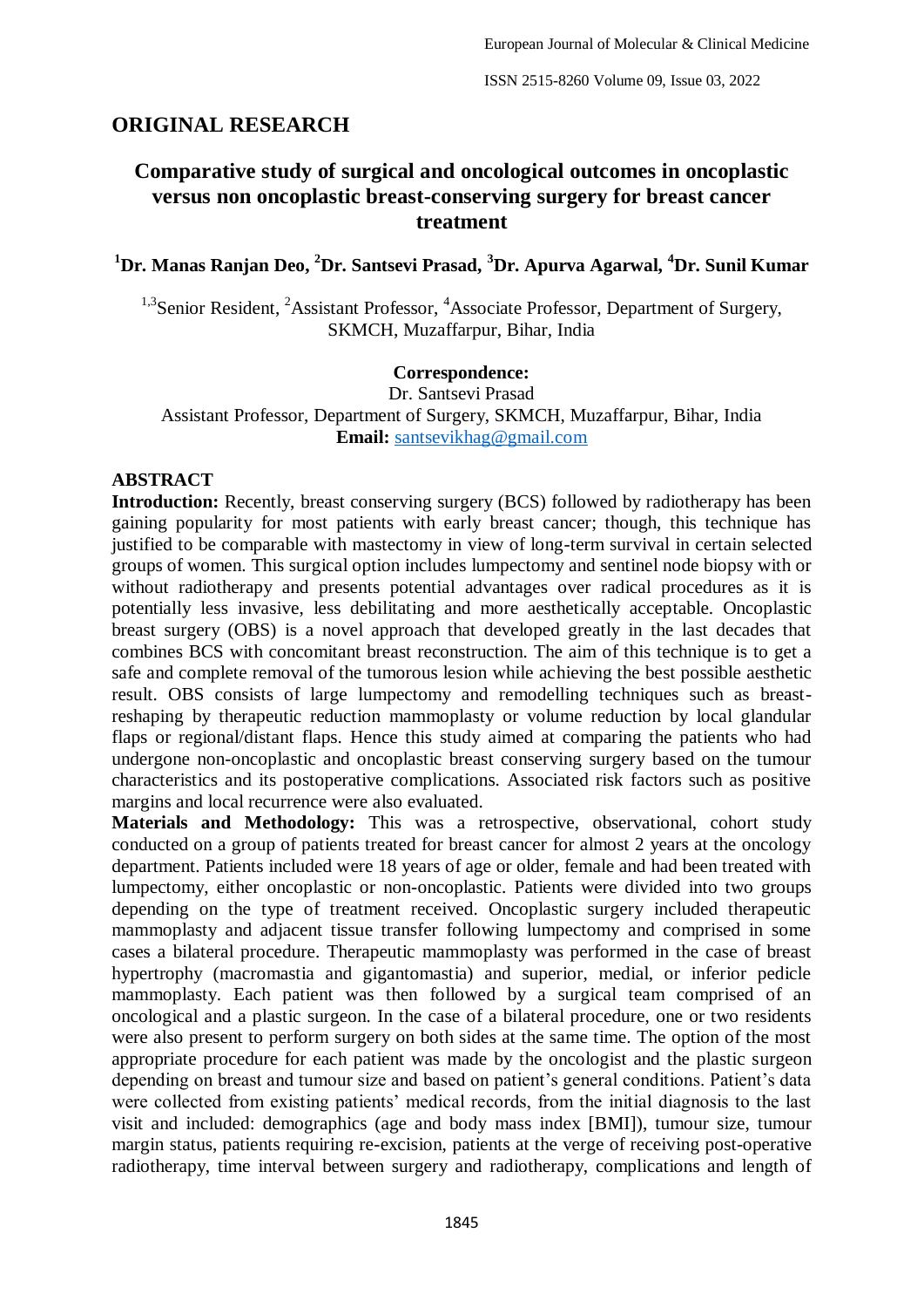## ORIGINAL RESEARCH

# Comparative study of surgical and oncological outcomes in oncoplastic versus non oncoplastic breast-conserving surgery for breast cancer treatment

**[1]Dr. Manas Ranjan Deo, [2]Dr. Santsevi Prasad, [3]Dr. Apurva Agarwal, [4]Dr. Sunil Kumar**

[1,3]Senior Resident, [2]Assistant Professor, [4]Associate Professor, Department of Surgery, SKMCH, Muzaffarpur, Bihar, India

**Correspondence:**
Dr. Santsevi Prasad
Assistant Professor, Department of Surgery, SKMCH, Muzaffarpur, Bihar, India
**Email:** santsevikhag@gmail.com

## ABSTRACT

**Introduction:** Recently, breast conserving surgery (BCS) followed by radiotherapy has been gaining popularity for most patients with early breast cancer; though, this technique has justified to be comparable with mastectomy in view of long-term survival in certain selected groups of women. This surgical option includes lumpectomy and sentinel node biopsy with or without radiotherapy and presents potential advantages over radical procedures as it is potentially less invasive, less debilitating and more aesthetically acceptable. Oncoplastic breast surgery (OBS) is a novel approach that developed greatly in the last decades that combines BCS with concomitant breast reconstruction. The aim of this technique is to get a safe and complete removal of the tumorous lesion while achieving the best possible aesthetic result. OBS consists of large lumpectomy and remodelling techniques such as breast-reshaping by therapeutic reduction mammoplasty or volume reduction by local glandular flaps or regional/distant flaps. Hence this study aimed at comparing the patients who had undergone non-oncoplastic and oncoplastic breast conserving surgery based on the tumour characteristics and its postoperative complications. Associated risk factors such as positive margins and local recurrence were also evaluated.

**Materials and Methodology:** This was a retrospective, observational, cohort study conducted on a group of patients treated for breast cancer for almost 2 years at the oncology department. Patients included were 18 years of age or older, female and had been treated with lumpectomy, either oncoplastic or non-oncoplastic. Patients were divided into two groups depending on the type of treatment received. Oncoplastic surgery included therapeutic mammoplasty and adjacent tissue transfer following lumpectomy and comprised in some cases a bilateral procedure. Therapeutic mammoplasty was performed in the case of breast hypertrophy (macromastia and gigantomastia) and superior, medial, or inferior pedicle mammoplasty. Each patient was then followed by a surgical team comprised of an oncological and a plastic surgeon. In the case of a bilateral procedure, one or two residents were also present to perform surgery on both sides at the same time. The option of the most appropriate procedure for each patient was made by the oncologist and the plastic surgeon depending on breast and tumour size and based on patient's general conditions. Patient's data were collected from existing patients' medical records, from the initial diagnosis to the last visit and included: demographics (age and body mass index [BMI]), tumour size, tumour margin status, patients requiring re-excision, patients at the verge of receiving post-operative radiotherapy, time interval between surgery and radiotherapy, complications and length of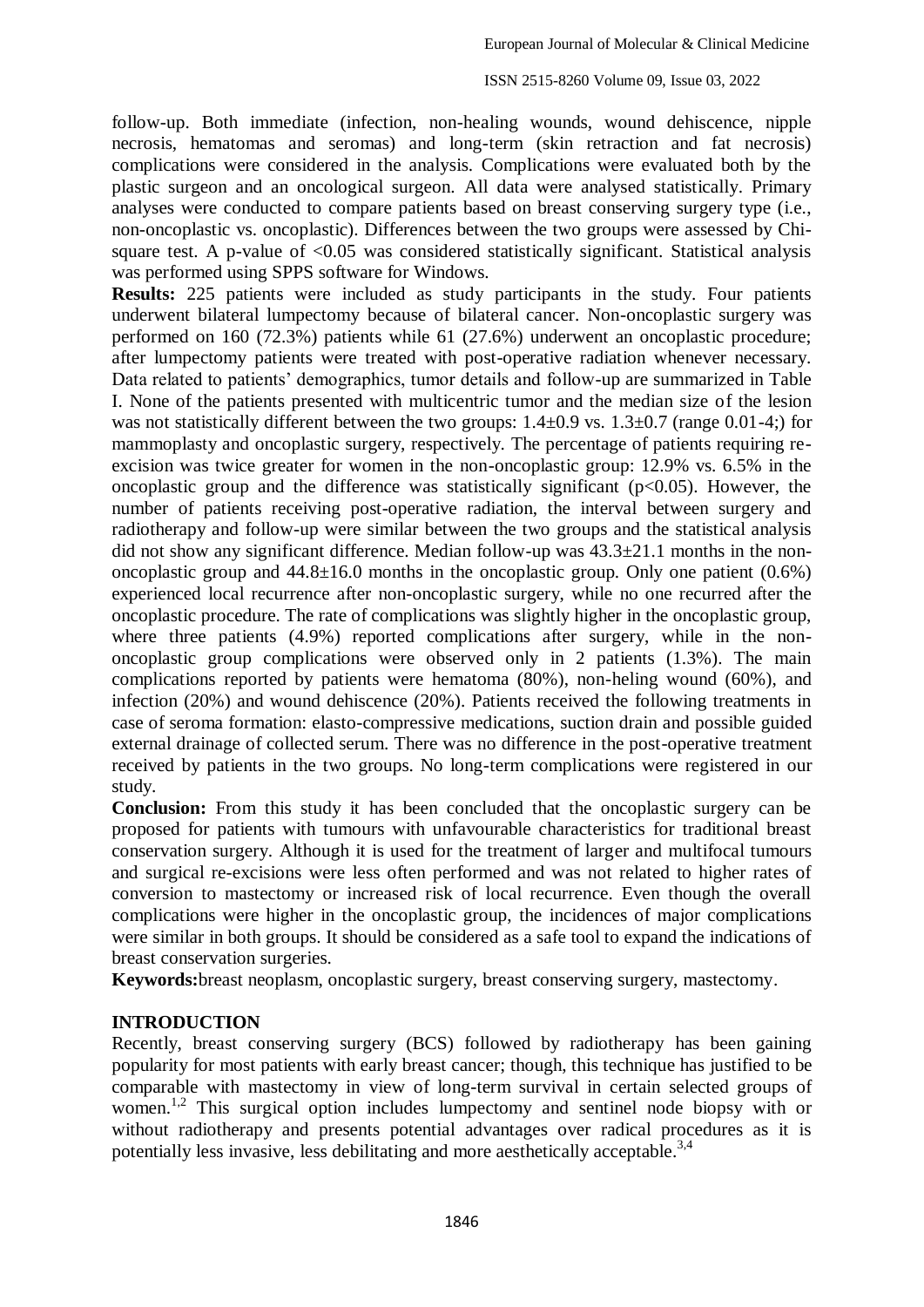follow-up. Both immediate (infection, non-healing wounds, wound dehiscence, nipple necrosis, hematomas and seromas) and long-term (skin retraction and fat necrosis) complications were considered in the analysis. Complications were evaluated both by the plastic surgeon and an oncological surgeon. All data were analysed statistically. Primary analyses were conducted to compare patients based on breast conserving surgery type (i.e., non-oncoplastic vs. oncoplastic). Differences between the two groups were assessed by Chi-square test. A p-value of <0.05 was considered statistically significant. Statistical analysis was performed using SPPS software for Windows.

**Results:** 225 patients were included as study participants in the study. Four patients underwent bilateral lumpectomy because of bilateral cancer. Non-oncoplastic surgery was performed on 160 (72.3%) patients while 61 (27.6%) underwent an oncoplastic procedure; after lumpectomy patients were treated with post-operative radiation whenever necessary. Data related to patients' demographics, tumor details and follow-up are summarized in Table I. None of the patients presented with multicentric tumor and the median size of the lesion was not statistically different between the two groups: 1.4±0.9 vs. 1.3±0.7 (range 0.01-4;) for mammoplasty and oncoplastic surgery, respectively. The percentage of patients requiring re-excision was twice greater for women in the non-oncoplastic group: 12.9% vs. 6.5% in the oncoplastic group and the difference was statistically significant ($p<0.05$). However, the number of patients receiving post-operative radiation, the interval between surgery and radiotherapy and follow-up were similar between the two groups and the statistical analysis did not show any significant difference. Median follow-up was 43.3±21.1 months in the non-oncoplastic group and 44.8±16.0 months in the oncoplastic group. Only one patient (0.6%) experienced local recurrence after non-oncoplastic surgery, while no one recurred after the oncoplastic procedure. The rate of complications was slightly higher in the oncoplastic group, where three patients (4.9%) reported complications after surgery, while in the non-oncoplastic group complications were observed only in 2 patients (1.3%). The main complications reported by patients were hematoma (80%), non-heling wound (60%), and infection (20%) and wound dehiscence (20%). Patients received the following treatments in case of seroma formation: elasto-compressive medications, suction drain and possible guided external drainage of collected serum. There was no difference in the post-operative treatment received by patients in the two groups. No long-term complications were registered in our study.

**Conclusion:** From this study it has been concluded that the oncoplastic surgery can be proposed for patients with tumours with unfavourable characteristics for traditional breast conservation surgery. Although it is used for the treatment of larger and multifocal tumours and surgical re-excisions were less often performed and was not related to higher rates of conversion to mastectomy or increased risk of local recurrence. Even though the overall complications were higher in the oncoplastic group, the incidences of major complications were similar in both groups. It should be considered as a safe tool to expand the indications of breast conservation surgeries.

**Keywords:** breast neoplasm, oncoplastic surgery, breast conserving surgery, mastectomy.

## INTRODUCTION

Recently, breast conserving surgery (BCS) followed by radiotherapy has been gaining popularity for most patients with early breast cancer; though, this technique has justified to be comparable with mastectomy in view of long-term survival in certain selected groups of women.[1,2] This surgical option includes lumpectomy and sentinel node biopsy with or without radiotherapy and presents potential advantages over radical procedures as it is potentially less invasive, less debilitating and more aesthetically acceptable.[3,4]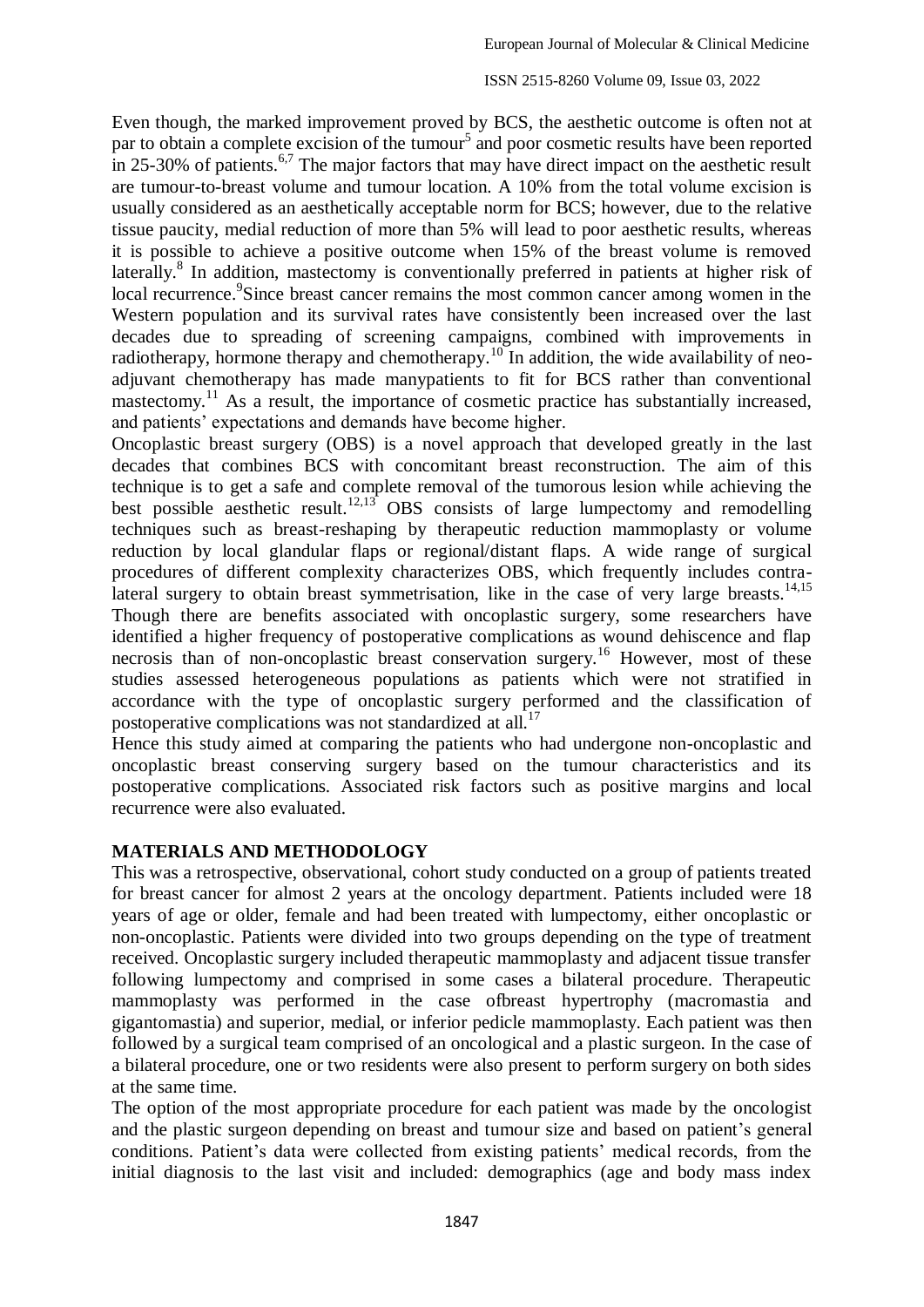Even though, the marked improvement proved by BCS, the aesthetic outcome is often not at par to obtain a complete excision of the tumour[5] and poor cosmetic results have been reported in 25-30% of patients.[6,7] The major factors that may have direct impact on the aesthetic result are tumour-to-breast volume and tumour location. A 10% from the total volume excision is usually considered as an aesthetically acceptable norm for BCS; however, due to the relative tissue paucity, medial reduction of more than 5% will lead to poor aesthetic results, whereas it is possible to achieve a positive outcome when 15% of the breast volume is removed laterally.[8] In addition, mastectomy is conventionally preferred in patients at higher risk of local recurrence.[9]Since breast cancer remains the most common cancer among women in the Western population and its survival rates have consistently been increased over the last decades due to spreading of screening campaigns, combined with improvements in radiotherapy, hormone therapy and chemotherapy.[10] In addition, the wide availability of neo-adjuvant chemotherapy has made manypatients to fit for BCS rather than conventional mastectomy.[11] As a result, the importance of cosmetic practice has substantially increased, and patients' expectations and demands have become higher.

Oncoplastic breast surgery (OBS) is a novel approach that developed greatly in the last decades that combines BCS with concomitant breast reconstruction. The aim of this technique is to get a safe and complete removal of the tumorous lesion while achieving the best possible aesthetic result.[12,13] OBS consists of large lumpectomy and remodelling techniques such as breast-reshaping by therapeutic reduction mammoplasty or volume reduction by local glandular flaps or regional/distant flaps. A wide range of surgical procedures of different complexity characterizes OBS, which frequently includes contra-lateral surgery to obtain breast symmetrisation, like in the case of very large breasts.[14,15]

Though there are benefits associated with oncoplastic surgery, some researchers have identified a higher frequency of postoperative complications as wound dehiscence and flap necrosis than of non-oncoplastic breast conservation surgery.[16] However, most of these studies assessed heterogeneous populations as patients which were not stratified in accordance with the type of oncoplastic surgery performed and the classification of postoperative complications was not standardized at all.[17]

Hence this study aimed at comparing the patients who had undergone non-oncoplastic and oncoplastic breast conserving surgery based on the tumour characteristics and its postoperative complications. Associated risk factors such as positive margins and local recurrence were also evaluated.

## MATERIALS AND METHODOLOGY

This was a retrospective, observational, cohort study conducted on a group of patients treated for breast cancer for almost 2 years at the oncology department. Patients included were 18 years of age or older, female and had been treated with lumpectomy, either oncoplastic or non-oncoplastic. Patients were divided into two groups depending on the type of treatment received. Oncoplastic surgery included therapeutic mammoplasty and adjacent tissue transfer following lumpectomy and comprised in some cases a bilateral procedure. Therapeutic mammoplasty was performed in the case ofbreast hypertrophy (macromastia and gigantomastia) and superior, medial, or inferior pedicle mammoplasty. Each patient was then followed by a surgical team comprised of an oncological and a plastic surgeon. In the case of a bilateral procedure, one or two residents were also present to perform surgery on both sides at the same time.

The option of the most appropriate procedure for each patient was made by the oncologist and the plastic surgeon depending on breast and tumour size and based on patient's general conditions. Patient's data were collected from existing patients' medical records, from the initial diagnosis to the last visit and included: demographics (age and body mass index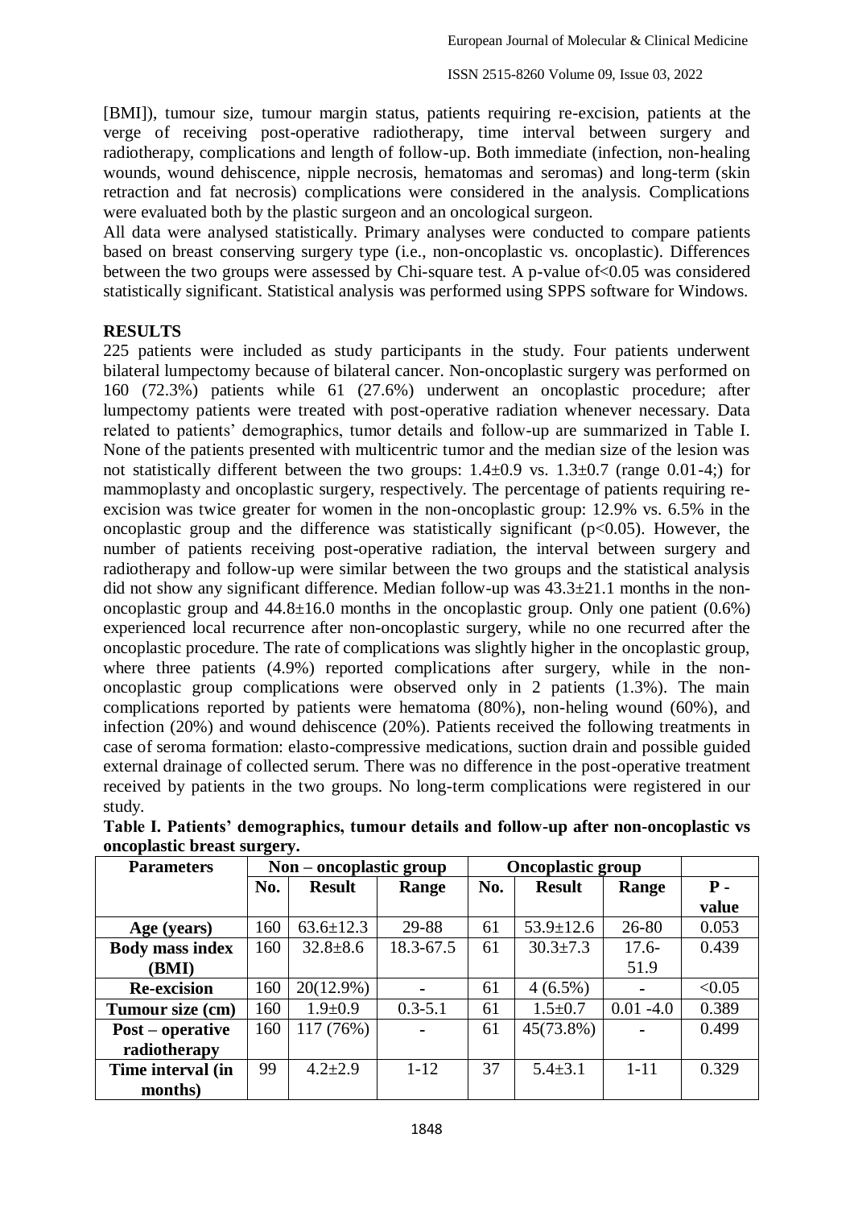[BMI]), tumour size, tumour margin status, patients requiring re-excision, patients at the verge of receiving post-operative radiotherapy, time interval between surgery and radiotherapy, complications and length of follow-up. Both immediate (infection, non-healing wounds, wound dehiscence, nipple necrosis, hematomas and seromas) and long-term (skin retraction and fat necrosis) complications were considered in the analysis. Complications were evaluated both by the plastic surgeon and an oncological surgeon.

All data were analysed statistically. Primary analyses were conducted to compare patients based on breast conserving surgery type (i.e., non-oncoplastic vs. oncoplastic). Differences between the two groups were assessed by Chi-square test. A p-value of<0.05 was considered statistically significant. Statistical analysis was performed using SPPS software for Windows.

## RESULTS

225 patients were included as study participants in the study. Four patients underwent bilateral lumpectomy because of bilateral cancer. Non-oncoplastic surgery was performed on 160 (72.3%) patients while 61 (27.6%) underwent an oncoplastic procedure; after lumpectomy patients were treated with post-operative radiation whenever necessary. Data related to patients' demographics, tumor details and follow-up are summarized in Table I. None of the patients presented with multicentric tumor and the median size of the lesion was not statistically different between the two groups: 1.4±0.9 vs. 1.3±0.7 (range 0.01-4;) for mammoplasty and oncoplastic surgery, respectively. The percentage of patients requiring re-excision was twice greater for women in the non-oncoplastic group: 12.9% vs. 6.5% in the oncoplastic group and the difference was statistically significant ($p<0.05$). However, the number of patients receiving post-operative radiation, the interval between surgery and radiotherapy and follow-up were similar between the two groups and the statistical analysis did not show any significant difference. Median follow-up was 43.3±21.1 months in the non-oncoplastic group and 44.8±16.0 months in the oncoplastic group. Only one patient (0.6%) experienced local recurrence after non-oncoplastic surgery, while no one recurred after the oncoplastic procedure. The rate of complications was slightly higher in the oncoplastic group, where three patients (4.9%) reported complications after surgery, while in the non-oncoplastic group complications were observed only in 2 patients (1.3%). The main complications reported by patients were hematoma (80%), non-heling wound (60%), and infection (20%) and wound dehiscence (20%). Patients received the following treatments in case of seroma formation: elasto-compressive medications, suction drain and possible guided external drainage of collected serum. There was no difference in the post-operative treatment received by patients in the two groups. No long-term complications were registered in our study.

**Table I. Patients' demographics, tumour details and follow-up after non-oncoplastic vs oncoplastic breast surgery.**

| Parameters | Non – oncoplastic group | | | Oncoplastic group | | | |
|---|---|---|---|---|---|---|---|
| | No. | Result | Range | No. | Result | Range | P - value |
| **Age (years)** | 160 | 63.6±12.3 | 29-88 | 61 | 53.9±12.6 | 26-80 | 0.053 |
| **Body mass index (BMI)** | 160 | 32.8±8.6 | 18.3-67.5 | 61 | 30.3±7.3 | 17.6-51.9 | 0.439 |
| **Re-excision** | 160 | 20(12.9%) | - | 61 | 4 (6.5%) | - | <0.05 |
| **Tumour size (cm)** | 160 | 1.9±0.9 | 0.3-5.1 | 61 | 1.5±0.7 | 0.01 -4.0 | 0.389 |
| **Post – operative radiotherapy** | 160 | 117 (76%) | - | 61 | 45(73.8%) | - | 0.499 |
| **Time interval (in months)** | 99 | 4.2±2.9 | 1-12 | 37 | 5.4±3.1 | 1-11 | 0.329 |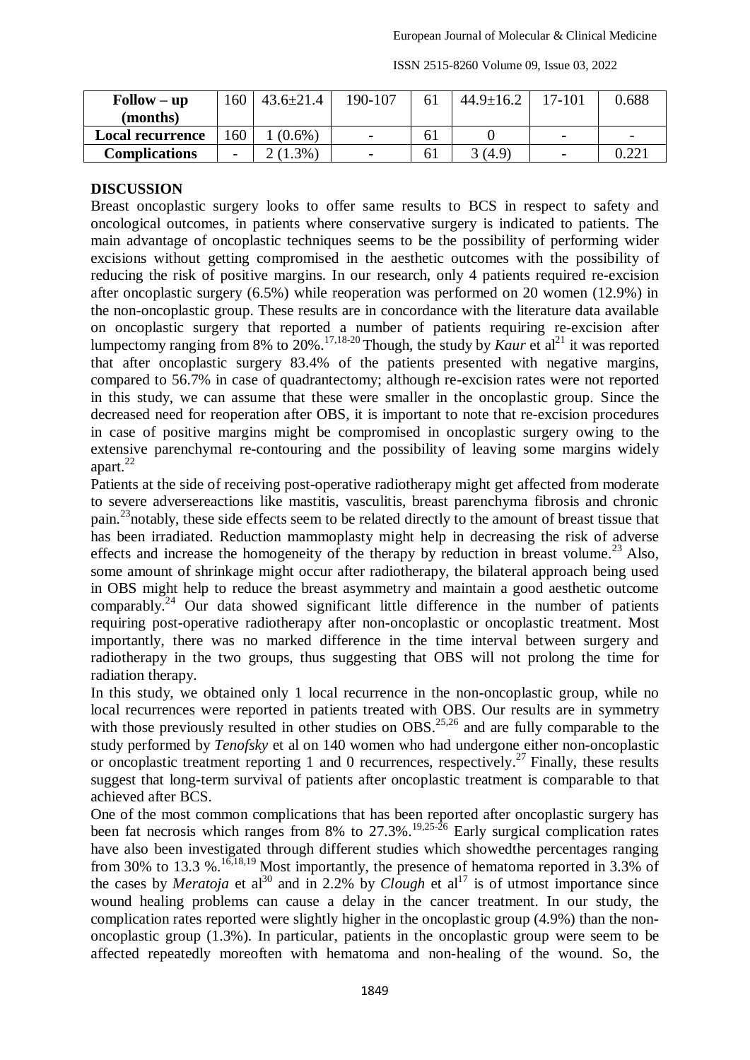| Follow – up (months) | 160 | 43.6±21.4 | 190-107 | 61 | 44.9±16.2 | 17-101 | 0.688 |
|---|---|---|---|---|---|---|---|
| Local recurrence | 160 | 1 (0.6%) | - | 61 | 0 | - | - |
| Complications | - | 2 (1.3%) | - | 61 | 3 (4.9) | - | 0.221 |

## DISCUSSION

Breast oncoplastic surgery looks to offer same results to BCS in respect to safety and oncological outcomes, in patients where conservative surgery is indicated to patients. The main advantage of oncoplastic techniques seems to be the possibility of performing wider excisions without getting compromised in the aesthetic outcomes with the possibility of reducing the risk of positive margins. In our research, only 4 patients required re-excision after oncoplastic surgery (6.5%) while reoperation was performed on 20 women (12.9%) in the non-oncoplastic group. These results are in concordance with the literature data available on oncoplastic surgery that reported a number of patients requiring re-excision after lumpectomy ranging from 8% to 20%.[17,18-20] Though, the study by *Kaur* et al[21] it was reported that after oncoplastic surgery 83.4% of the patients presented with negative margins, compared to 56.7% in case of quadrantectomy; although re-excision rates were not reported in this study, we can assume that these were smaller in the oncoplastic group. Since the decreased need for reoperation after OBS, it is important to note that re-excision procedures in case of positive margins might be compromised in oncoplastic surgery owing to the extensive parenchymal re-contouring and the possibility of leaving some margins widely apart.[22]

Patients at the side of receiving post-operative radiotherapy might get affected from moderate to severe adversereactions like mastitis, vasculitis, breast parenchyma fibrosis and chronic pain.[23]notably, these side effects seem to be related directly to the amount of breast tissue that has been irradiated. Reduction mammoplasty might help in decreasing the risk of adverse effects and increase the homogeneity of the therapy by reduction in breast volume.[23] Also, some amount of shrinkage might occur after radiotherapy, the bilateral approach being used in OBS might help to reduce the breast asymmetry and maintain a good aesthetic outcome comparably.[24] Our data showed significant little difference in the number of patients requiring post-operative radiotherapy after non-oncoplastic or oncoplastic treatment. Most importantly, there was no marked difference in the time interval between surgery and radiotherapy in the two groups, thus suggesting that OBS will not prolong the time for radiation therapy.

In this study, we obtained only 1 local recurrence in the non-oncoplastic group, while no local recurrences were reported in patients treated with OBS. Our results are in symmetry with those previously resulted in other studies on OBS.[25,26] and are fully comparable to the study performed by *Tenofsky* et al on 140 women who had undergone either non-oncoplastic or oncoplastic treatment reporting 1 and 0 recurrences, respectively.[27] Finally, these results suggest that long-term survival of patients after oncoplastic treatment is comparable to that achieved after BCS.

One of the most common complications that has been reported after oncoplastic surgery has been fat necrosis which ranges from 8% to 27.3%.[19,25-26] Early surgical complication rates have also been investigated through different studies which showedthe percentages ranging from 30% to 13.3 %.[16,18,19] Most importantly, the presence of hematoma reported in 3.3% of the cases by *Meratoja* et al[30] and in 2.2% by *Clough* et al[17] is of utmost importance since wound healing problems can cause a delay in the cancer treatment. In our study, the complication rates reported were slightly higher in the oncoplastic group (4.9%) than the non-oncoplastic group (1.3%). In particular, patients in the oncoplastic group were seem to be affected repeatedly moreoften with hematoma and non-healing of the wound. So, the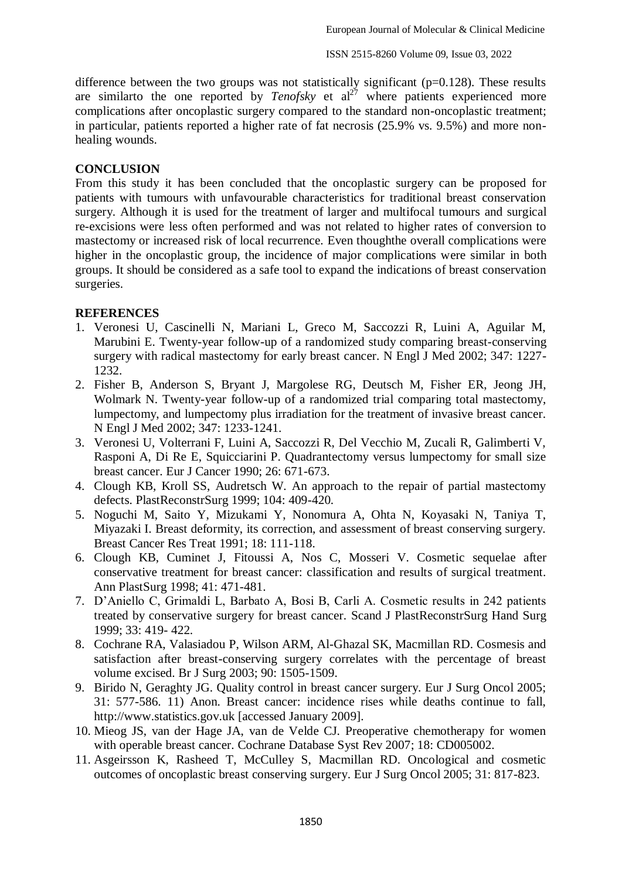difference between the two groups was not statistically significant (p=0.128). These results are similarto the one reported by *Tenofsky* et al[27] where patients experienced more complications after oncoplastic surgery compared to the standard non-oncoplastic treatment; in particular, patients reported a higher rate of fat necrosis (25.9% vs. 9.5%) and more non-healing wounds.

## CONCLUSION

From this study it has been concluded that the oncoplastic surgery can be proposed for patients with tumours with unfavourable characteristics for traditional breast conservation surgery. Although it is used for the treatment of larger and multifocal tumours and surgical re-excisions were less often performed and was not related to higher rates of conversion to mastectomy or increased risk of local recurrence. Even thoughthe overall complications were higher in the oncoplastic group, the incidence of major complications were similar in both groups. It should be considered as a safe tool to expand the indications of breast conservation surgeries.

## REFERENCES

1. Veronesi U, Cascinelli N, Mariani L, Greco M, Saccozzi R, Luini A, Aguilar M, Marubini E. Twenty-year follow-up of a randomized study comparing breast-conserving surgery with radical mastectomy for early breast cancer. N Engl J Med 2002; 347: 1227-1232.
2. Fisher B, Anderson S, Bryant J, Margolese RG, Deutsch M, Fisher ER, Jeong JH, Wolmark N. Twenty-year follow-up of a randomized trial comparing total mastectomy, lumpectomy, and lumpectomy plus irradiation for the treatment of invasive breast cancer. N Engl J Med 2002; 347: 1233-1241.
3. Veronesi U, Volterrani F, Luini A, Saccozzi R, Del Vecchio M, Zucali R, Galimberti V, Rasponi A, Di Re E, Squicciarini P. Quadrantectomy versus lumpectomy for small size breast cancer. Eur J Cancer 1990; 26: 671-673.
4. Clough KB, Kroll SS, Audretsch W. An approach to the repair of partial mastectomy defects. PlastReconstrSurg 1999; 104: 409-420.
5. Noguchi M, Saito Y, Mizukami Y, Nonomura A, Ohta N, Koyasaki N, Taniya T, Miyazaki I. Breast deformity, its correction, and assessment of breast conserving surgery. Breast Cancer Res Treat 1991; 18: 111-118.
6. Clough KB, Cuminet J, Fitoussi A, Nos C, Mosseri V. Cosmetic sequelae after conservative treatment for breast cancer: classification and results of surgical treatment. Ann PlastSurg 1998; 41: 471-481.
7. D'Aniello C, Grimaldi L, Barbato A, Bosi B, Carli A. Cosmetic results in 242 patients treated by conservative surgery for breast cancer. Scand J PlastReconstrSurg Hand Surg 1999; 33: 419- 422.
8. Cochrane RA, Valasiadou P, Wilson ARM, Al-Ghazal SK, Macmillan RD. Cosmesis and satisfaction after breast-conserving surgery correlates with the percentage of breast volume excised. Br J Surg 2003; 90: 1505-1509.
9. Birido N, Geraghty JG. Quality control in breast cancer surgery. Eur J Surg Oncol 2005; 31: 577-586. 11) Anon. Breast cancer: incidence rises while deaths continue to fall, http://www.statistics.gov.uk [accessed January 2009].
10. Mieog JS, van der Hage JA, van de Velde CJ. Preoperative chemotherapy for women with operable breast cancer. Cochrane Database Syst Rev 2007; 18: CD005002.
11. Asgeirsson K, Rasheed T, McCulley S, Macmillan RD. Oncological and cosmetic outcomes of oncoplastic breast conserving surgery. Eur J Surg Oncol 2005; 31: 817-823.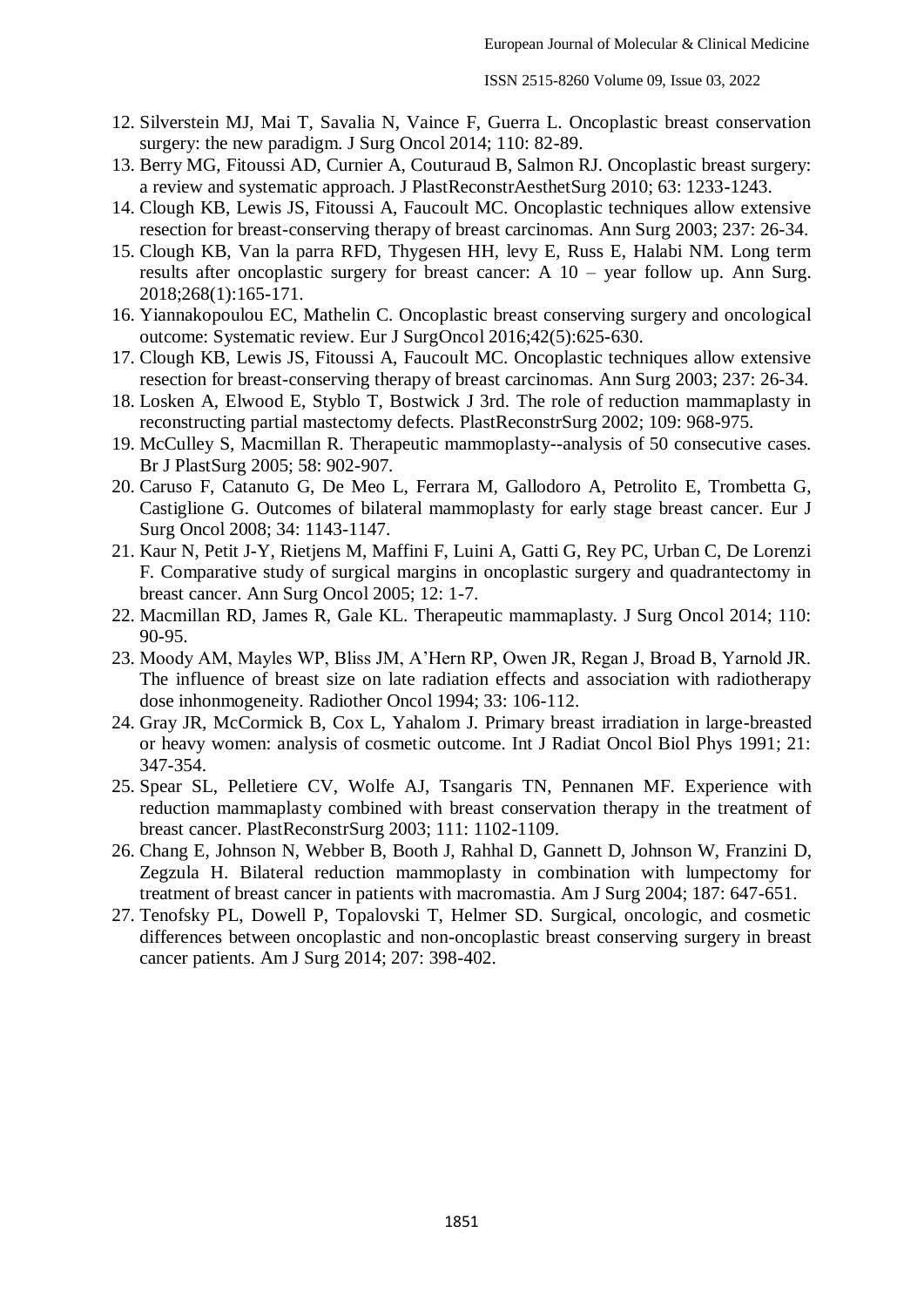12. Silverstein MJ, Mai T, Savalia N, Vaince F, Guerra L. Oncoplastic breast conservation surgery: the new paradigm. J Surg Oncol 2014; 110: 82-89.
13. Berry MG, Fitoussi AD, Curnier A, Couturaud B, Salmon RJ. Oncoplastic breast surgery: a review and systematic approach. J PlastReconstrAesthetSurg 2010; 63: 1233-1243.
14. Clough KB, Lewis JS, Fitoussi A, Faucoult MC. Oncoplastic techniques allow extensive resection for breast-conserving therapy of breast carcinomas. Ann Surg 2003; 237: 26-34.
15. Clough KB, Van la parra RFD, Thygesen HH, levy E, Russ E, Halabi NM. Long term results after oncoplastic surgery for breast cancer: A 10 – year follow up. Ann Surg. 2018;268(1):165-171.
16. Yiannakopoulou EC, Mathelin C. Oncoplastic breast conserving surgery and oncological outcome: Systematic review. Eur J SurgOncol 2016;42(5):625-630.
17. Clough KB, Lewis JS, Fitoussi A, Faucoult MC. Oncoplastic techniques allow extensive resection for breast-conserving therapy of breast carcinomas. Ann Surg 2003; 237: 26-34.
18. Losken A, Elwood E, Styblo T, Bostwick J 3rd. The role of reduction mammaplasty in reconstructing partial mastectomy defects. PlastReconstrSurg 2002; 109: 968-975.
19. McCulley S, Macmillan R. Therapeutic mammoplasty--analysis of 50 consecutive cases. Br J PlastSurg 2005; 58: 902-907.
20. Caruso F, Catanuto G, De Meo L, Ferrara M, Gallodoro A, Petrolito E, Trombetta G, Castiglione G. Outcomes of bilateral mammoplasty for early stage breast cancer. Eur J Surg Oncol 2008; 34: 1143-1147.
21. Kaur N, Petit J-Y, Rietjens M, Maffini F, Luini A, Gatti G, Rey PC, Urban C, De Lorenzi F. Comparative study of surgical margins in oncoplastic surgery and quadrantectomy in breast cancer. Ann Surg Oncol 2005; 12: 1-7.
22. Macmillan RD, James R, Gale KL. Therapeutic mammaplasty. J Surg Oncol 2014; 110: 90-95.
23. Moody AM, Mayles WP, Bliss JM, A'Hern RP, Owen JR, Regan J, Broad B, Yarnold JR. The influence of breast size on late radiation effects and association with radiotherapy dose inhonmogeneity. Radiother Oncol 1994; 33: 106-112.
24. Gray JR, McCormick B, Cox L, Yahalom J. Primary breast irradiation in large-breasted or heavy women: analysis of cosmetic outcome. Int J Radiat Oncol Biol Phys 1991; 21: 347-354.
25. Spear SL, Pelletiere CV, Wolfe AJ, Tsangaris TN, Pennanen MF. Experience with reduction mammaplasty combined with breast conservation therapy in the treatment of breast cancer. PlastReconstrSurg 2003; 111: 1102-1109.
26. Chang E, Johnson N, Webber B, Booth J, Rahhal D, Gannett D, Johnson W, Franzini D, Zegzula H. Bilateral reduction mammoplasty in combination with lumpectomy for treatment of breast cancer in patients with macromastia. Am J Surg 2004; 187: 647-651.
27. Tenofsky PL, Dowell P, Topalovski T, Helmer SD. Surgical, oncologic, and cosmetic differences between oncoplastic and non-oncoplastic breast conserving surgery in breast cancer patients. Am J Surg 2014; 207: 398-402.